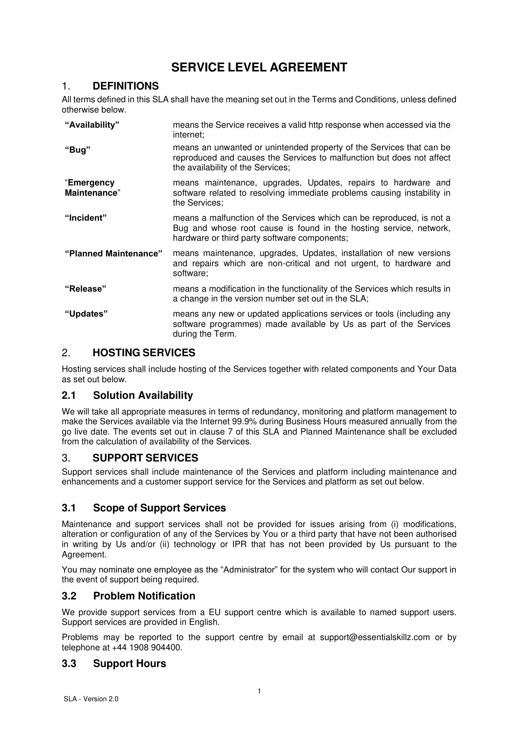# SERVICE LEVEL AGREEMENT

## 1. DEFINITIONS

All terms defined in this SLA shall have the meaning set out in the Terms and Conditions, unless defined otherwise below.

| | |
|---|---|
| **"Availability"** | means the Service receives a valid http response when accessed via the internet; |
| **"Bug"** | means an unwanted or unintended property of the Services that can be reproduced and causes the Services to malfunction but does not affect the availability of the Services; |
| "**Emergency Maintenance**" | means maintenance, upgrades, Updates, repairs to hardware and software related to resolving immediate problems causing instability in the Services; |
| **"Incident"** | means a malfunction of the Services which can be reproduced, is not a Bug and whose root cause is found in the hosting service, network, hardware or third party software components; |
| **"Planned Maintenance"** | means maintenance, upgrades, Updates, installation of new versions and repairs which are non-critical and not urgent, to hardware and software; |
| **"Release"** | means a modification in the functionality of the Services which results in a change in the version number set out in the SLA; |
| **"Updates"** | means any new or updated applications services or tools (including any software programmes) made available by Us as part of the Services during the Term. |

## 2. HOSTING SERVICES

Hosting services shall include hosting of the Services together with related components and Your Data as set out below.

### 2.1 Solution Availability

We will take all appropriate measures in terms of redundancy, monitoring and platform management to make the Services available via the Internet 99.9% during Business Hours measured annually from the go live date. The events set out in clause 7 of this SLA and Planned Maintenance shall be excluded from the calculation of availability of the Services.

## 3. SUPPORT SERVICES

Support services shall include maintenance of the Services and platform including maintenance and enhancements and a customer support service for the Services and platform as set out below.

### 3.1 Scope of Support Services

Maintenance and support services shall not be provided for issues arising from (i) modifications, alteration or configuration of any of the Services by You or a third party that have not been authorised in writing by Us and/or (ii) technology or IPR that has not been provided by Us pursuant to the Agreement.

You may nominate one employee as the "Administrator" for the system who will contact Our support in the event of support being required.

### 3.2 Problem Notification

We provide support services from a EU support centre which is available to named support users. Support services are provided in English.

Problems may be reported to the support centre by email at support@essentialskillz.com or by telephone at +44 1908 904400.

### 3.3 Support Hours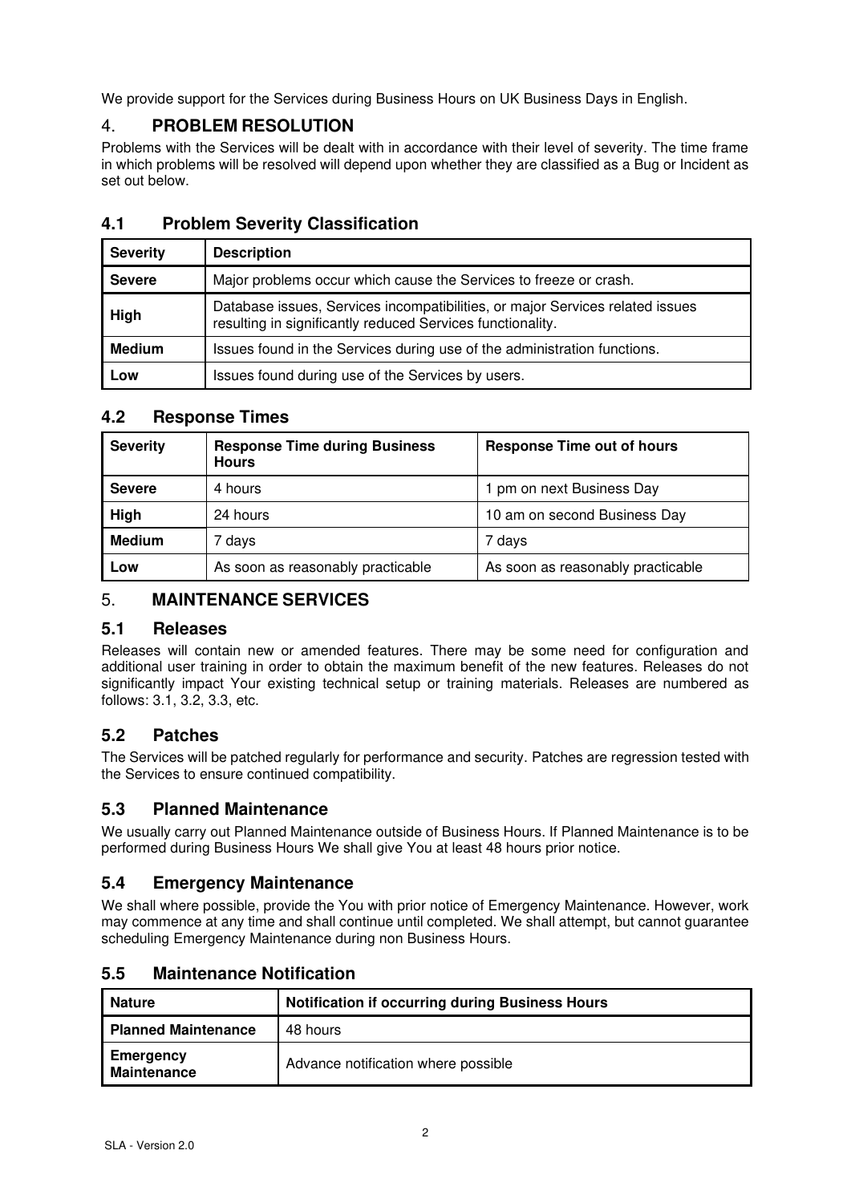We provide support for the Services during Business Hours on UK Business Days in English.

## 4. PROBLEM RESOLUTION

Problems with the Services will be dealt with in accordance with their level of severity. The time frame in which problems will be resolved will depend upon whether they are classified as a Bug or Incident as set out below.

### 4.1 Problem Severity Classification

| Severity | Description |
|---|---|
| **Severe** | Major problems occur which cause the Services to freeze or crash. |
| **High** | Database issues, Services incompatibilities, or major Services related issues resulting in significantly reduced Services functionality. |
| **Medium** | Issues found in the Services during use of the administration functions. |
| **Low** | Issues found during use of the Services by users. |

### 4.2 Response Times

| Severity | Response Time during Business Hours | Response Time out of hours |
|---|---|---|
| **Severe** | 4 hours | 1 pm on next Business Day |
| **High** | 24 hours | 10 am on second Business Day |
| **Medium** | 7 days | 7 days |
| **Low** | As soon as reasonably practicable | As soon as reasonably practicable |

## 5. MAINTENANCE SERVICES

### 5.1 Releases

Releases will contain new or amended features. There may be some need for configuration and additional user training in order to obtain the maximum benefit of the new features. Releases do not significantly impact Your existing technical setup or training materials. Releases are numbered as follows: 3.1, 3.2, 3.3, etc.

### 5.2 Patches

The Services will be patched regularly for performance and security. Patches are regression tested with the Services to ensure continued compatibility.

### 5.3 Planned Maintenance

We usually carry out Planned Maintenance outside of Business Hours. If Planned Maintenance is to be performed during Business Hours We shall give You at least 48 hours prior notice.

### 5.4 Emergency Maintenance

We shall where possible, provide the You with prior notice of Emergency Maintenance. However, work may commence at any time and shall continue until completed. We shall attempt, but cannot guarantee scheduling Emergency Maintenance during non Business Hours.

### 5.5 Maintenance Notification

| Nature | Notification if occurring during Business Hours |
|---|---|
| **Planned Maintenance** | 48 hours |
| **Emergency Maintenance** | Advance notification where possible |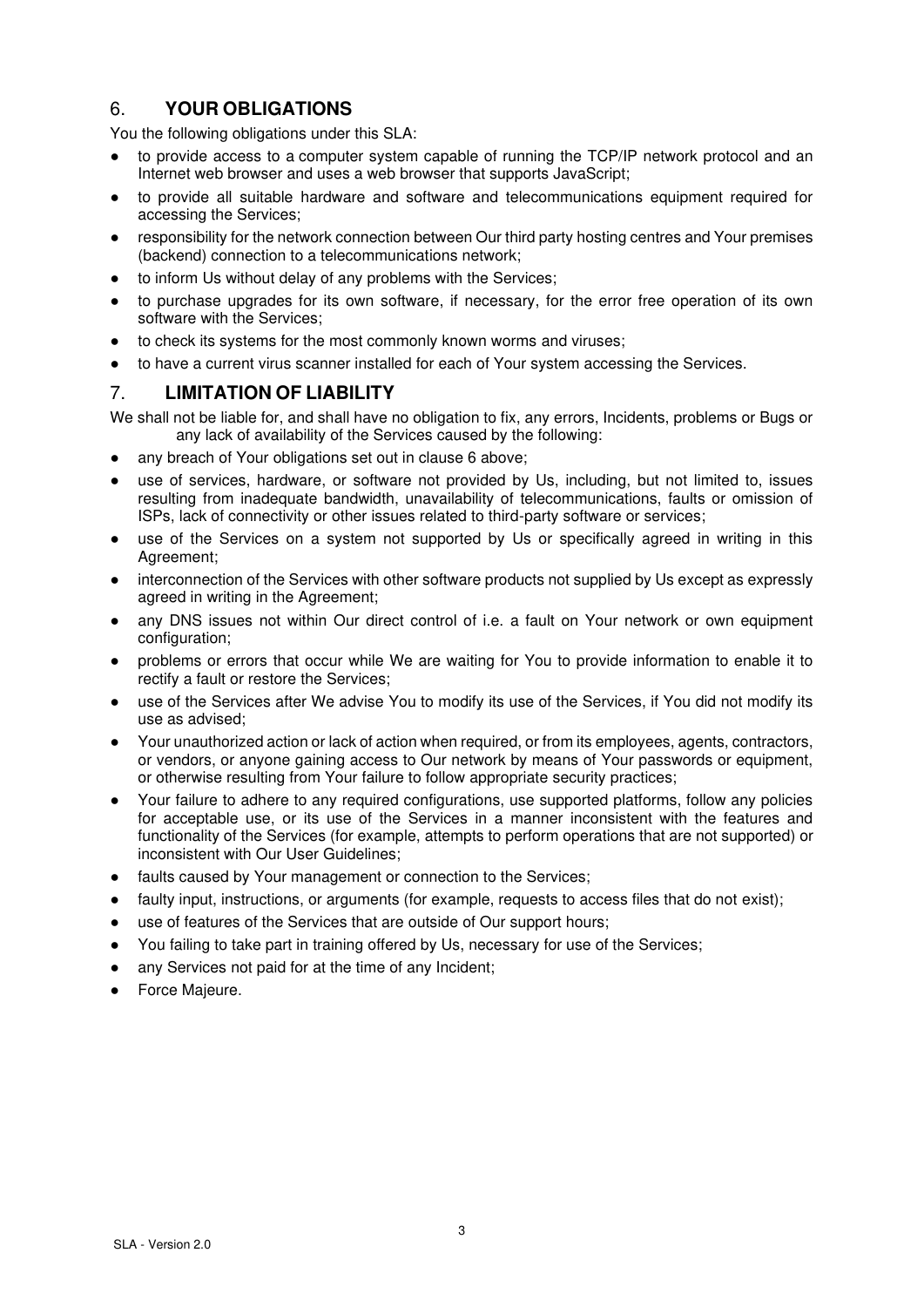## 6. YOUR OBLIGATIONS

You the following obligations under this SLA:

- to provide access to a computer system capable of running the TCP/IP network protocol and an Internet web browser and uses a web browser that supports JavaScript;
- to provide all suitable hardware and software and telecommunications equipment required for accessing the Services;
- responsibility for the network connection between Our third party hosting centres and Your premises (backend) connection to a telecommunications network;
- to inform Us without delay of any problems with the Services;
- to purchase upgrades for its own software, if necessary, for the error free operation of its own software with the Services;
- to check its systems for the most commonly known worms and viruses;
- to have a current virus scanner installed for each of Your system accessing the Services.

## 7. LIMITATION OF LIABILITY

We shall not be liable for, and shall have no obligation to fix, any errors, Incidents, problems or Bugs or any lack of availability of the Services caused by the following:

- any breach of Your obligations set out in clause 6 above;
- use of services, hardware, or software not provided by Us, including, but not limited to, issues resulting from inadequate bandwidth, unavailability of telecommunications, faults or omission of ISPs, lack of connectivity or other issues related to third-party software or services;
- use of the Services on a system not supported by Us or specifically agreed in writing in this Agreement;
- interconnection of the Services with other software products not supplied by Us except as expressly agreed in writing in the Agreement;
- any DNS issues not within Our direct control of i.e. a fault on Your network or own equipment configuration;
- problems or errors that occur while We are waiting for You to provide information to enable it to rectify a fault or restore the Services;
- use of the Services after We advise You to modify its use of the Services, if You did not modify its use as advised;
- Your unauthorized action or lack of action when required, or from its employees, agents, contractors, or vendors, or anyone gaining access to Our network by means of Your passwords or equipment, or otherwise resulting from Your failure to follow appropriate security practices;
- Your failure to adhere to any required configurations, use supported platforms, follow any policies for acceptable use, or its use of the Services in a manner inconsistent with the features and functionality of the Services (for example, attempts to perform operations that are not supported) or inconsistent with Our User Guidelines;
- faults caused by Your management or connection to the Services;
- faulty input, instructions, or arguments (for example, requests to access files that do not exist);
- use of features of the Services that are outside of Our support hours;
- You failing to take part in training offered by Us, necessary for use of the Services;
- any Services not paid for at the time of any Incident;
- Force Majeure.